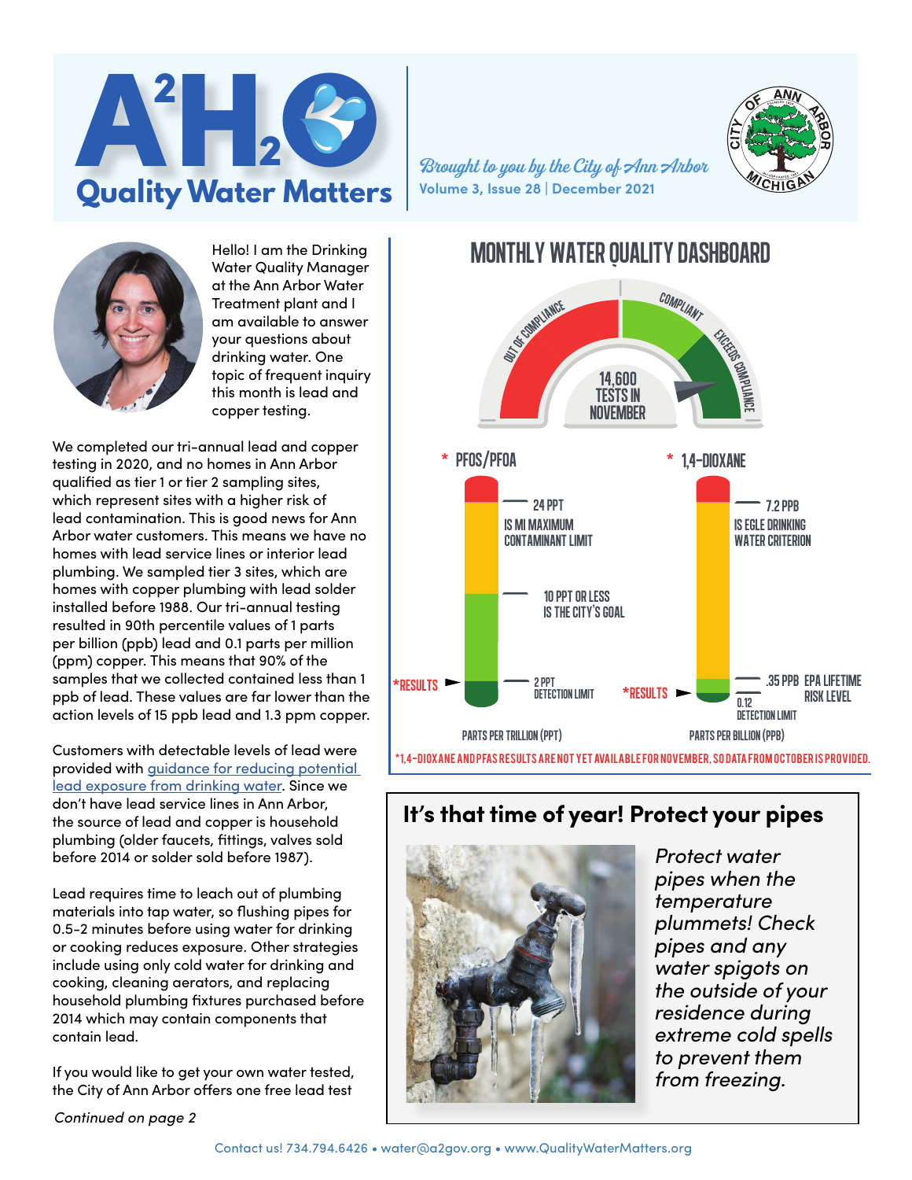# $A^2H_2O$ Quality Water Matters

*Brought to you by the City of Ann Arbor*

**Volume 3, Issue 28 | December 2021**

Hello! I am the Drinking Water Quality Manager at the Ann Arbor Water Treatment plant and I am available to answer your questions about drinking water. One topic of frequent inquiry this month is lead and copper testing.

We completed our tri-annual lead and copper testing in 2020, and no homes in Ann Arbor qualified as tier 1 or tier 2 sampling sites, which represent sites with a higher risk of lead contamination. This is good news for Ann Arbor water customers. This means we have no homes with lead service lines or interior lead plumbing. We sampled tier 3 sites, which are homes with copper plumbing with lead solder installed before 1988. Our tri-annual testing resulted in 90th percentile values of 1 parts per billion (ppb) lead and 0.1 parts per million (ppm) copper. This means that 90% of the samples that we collected contained less than 1 ppb of lead. These values are far lower than the action levels of 15 ppb lead and 1.3 ppm copper.

Customers with detectable levels of lead were provided with guidance for reducing potential lead exposure from drinking water. Since we don't have lead service lines in Ann Arbor, the source of lead and copper is household plumbing (older faucets, fittings, valves sold before 2014 or solder sold before 1987).

Lead requires time to leach out of plumbing materials into tap water, so flushing pipes for 0.5-2 minutes before using water for drinking or cooking reduces exposure. Other strategies include using only cold water for drinking and cooking, cleaning aerators, and replacing household plumbing fixtures purchased before 2014 which may contain components that contain lead.

If you would like to get your own water tested, the City of Ann Arbor offers one free lead test

*Continued on page 2*

## MONTHLY WATER QUALITY DASHBOARD

OUT OF COMPLIANCE | COMPLIANT | EXCEEDS COMPLIANCE

14,600 TESTS IN NOVEMBER

**\* PFOS/PFOA**

- 24 PPT IS MI MAXIMUM CONTAMINANT LIMIT
- 10 PPT OR LESS IS THE CITY'S GOAL
- 2 PPT DETECTION LIMIT
- *RESULTS

PARTS PER TRILLION (PPT)

**\* 1,4-DIOXANE**

- 7.2 PPB IS EGLE DRINKING WATER CRITERION
- .35 PPB EPA LIFETIME RISK LEVEL
- 0.12 DETECTION LIMIT
- *RESULTS

PARTS PER BILLION (PPB)

*1,4-DIOXANE AND PFAS RESULTS ARE NOT YET AVAILABLE FOR NOVEMBER, SO DATA FROM OCTOBER IS PROVIDED.

## It's that time of year! Protect your pipes

*Protect water pipes when the temperature plummets! Check pipes and any water spigots on the outside of your residence during extreme cold spells to prevent them from freezing.*

Contact us! 734.794.6426 • water@a2gov.org • www.QualityWaterMatters.org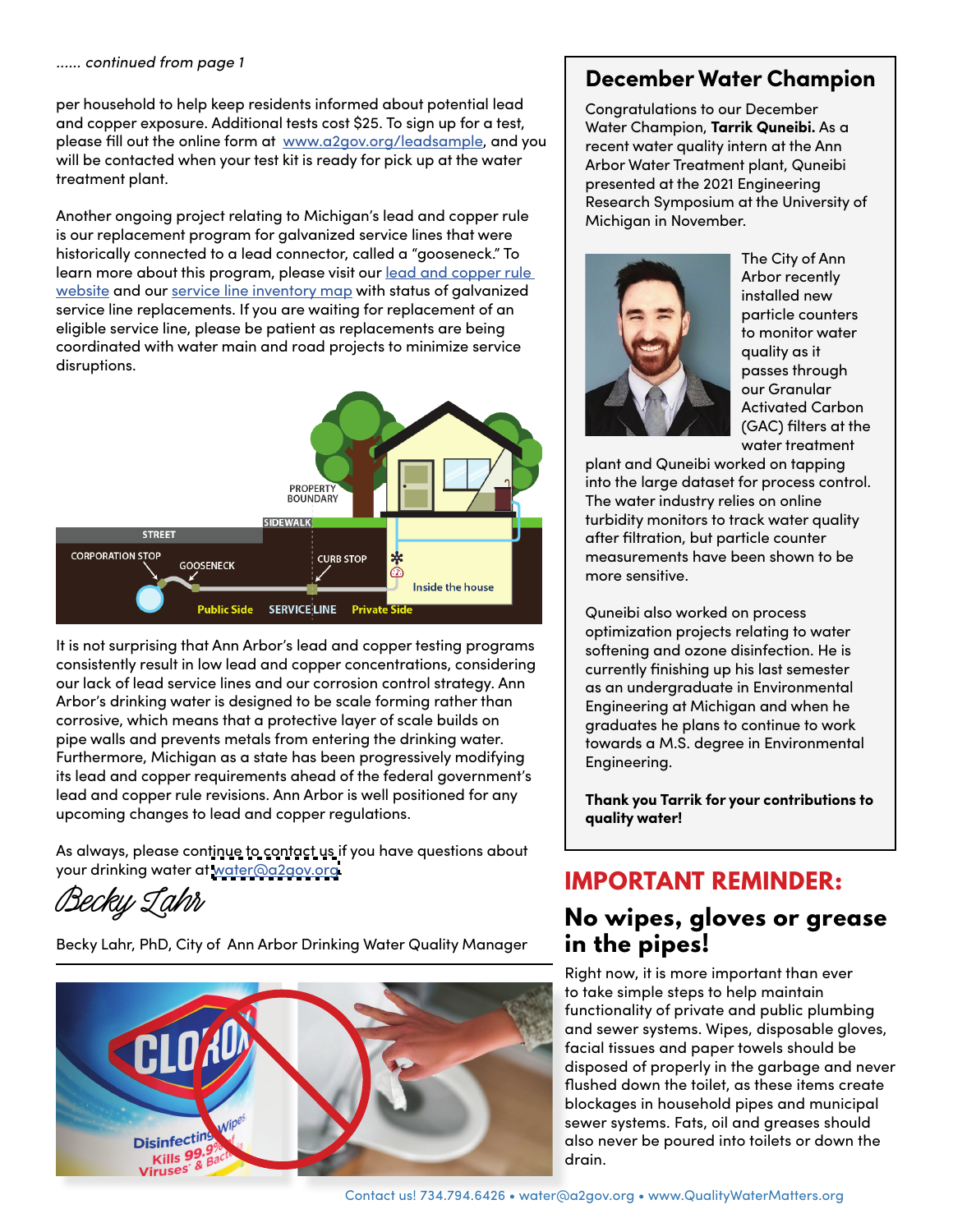*...... continued from page 1*

per household to help keep residents informed about potential lead and copper exposure. Additional tests cost $25. To sign up for a test, please fill out the online form at www.a2gov.org/leadsample, and you will be contacted when your test kit is ready for pick up at the water treatment plant.

Another ongoing project relating to Michigan's lead and copper rule is our replacement program for galvanized service lines that were historically connected to a lead connector, called a "gooseneck." To learn more about this program, please visit our lead and copper rule website and our service line inventory map with status of galvanized service line replacements. If you are waiting for replacement of an eligible service line, please be patient as replacements are being coordinated with water main and road projects to minimize service disruptions.

PROPERTY BOUNDARY
SIDEWALK
STREET
CORPORATION STOP
GOOSENECK
CURB STOP
Inside the house
Public Side
SERVICE LINE
Private Side

It is not surprising that Ann Arbor's lead and copper testing programs consistently result in low lead and copper concentrations, considering our lack of lead service lines and our corrosion control strategy. Ann Arbor's drinking water is designed to be scale forming rather than corrosive, which means that a protective layer of scale builds on pipe walls and prevents metals from entering the drinking water. Furthermore, Michigan as a state has been progressively modifying its lead and copper requirements ahead of the federal government's lead and copper rule revisions. Ann Arbor is well positioned for any upcoming changes to lead and copper regulations.

As always, please continue to contact us if you have questions about your drinking water at water@a2gov.org

*Becky Lahr*

Becky Lahr, PhD, City of Ann Arbor Drinking Water Quality Manager

## December Water Champion

Congratulations to our December Water Champion, **Tarrik Queneibi.** As a recent water quality intern at the Ann Arbor Water Treatment plant, Queneibi presented at the 2021 Engineering Research Symposium at the University of Michigan in November.

The City of Ann Arbor recently installed new particle counters to monitor water quality as it passes through our Granular Activated Carbon (GAC) filters at the water treatment plant and Queneibi worked on tapping into the large dataset for process control. The water industry relies on online turbidity monitors to track water quality after filtration, but particle counter measurements have been shown to be more sensitive.

Queneibi also worked on process optimization projects relating to water softening and ozone disinfection. He is currently finishing up his last semester as an undergraduate in Environmental Engineering at Michigan and when he graduates he plans to continue to work towards a M.S. degree in Environmental Engineering.

**Thank you Tarrik for your contributions to quality water!**

## IMPORTANT REMINDER:

## No wipes, gloves or grease in the pipes!

Right now, it is more important than ever to take simple steps to help maintain functionality of private and public plumbing and sewer systems. Wipes, disposable gloves, facial tissues and paper towels should be disposed of properly in the garbage and never flushed down the toilet, as these items create blockages in household pipes and municipal sewer systems. Fats, oil and greases should also never be poured into toilets or down the drain.

Contact us! 734.794.6426 • water@a2gov.org • www.QualityWaterMatters.org